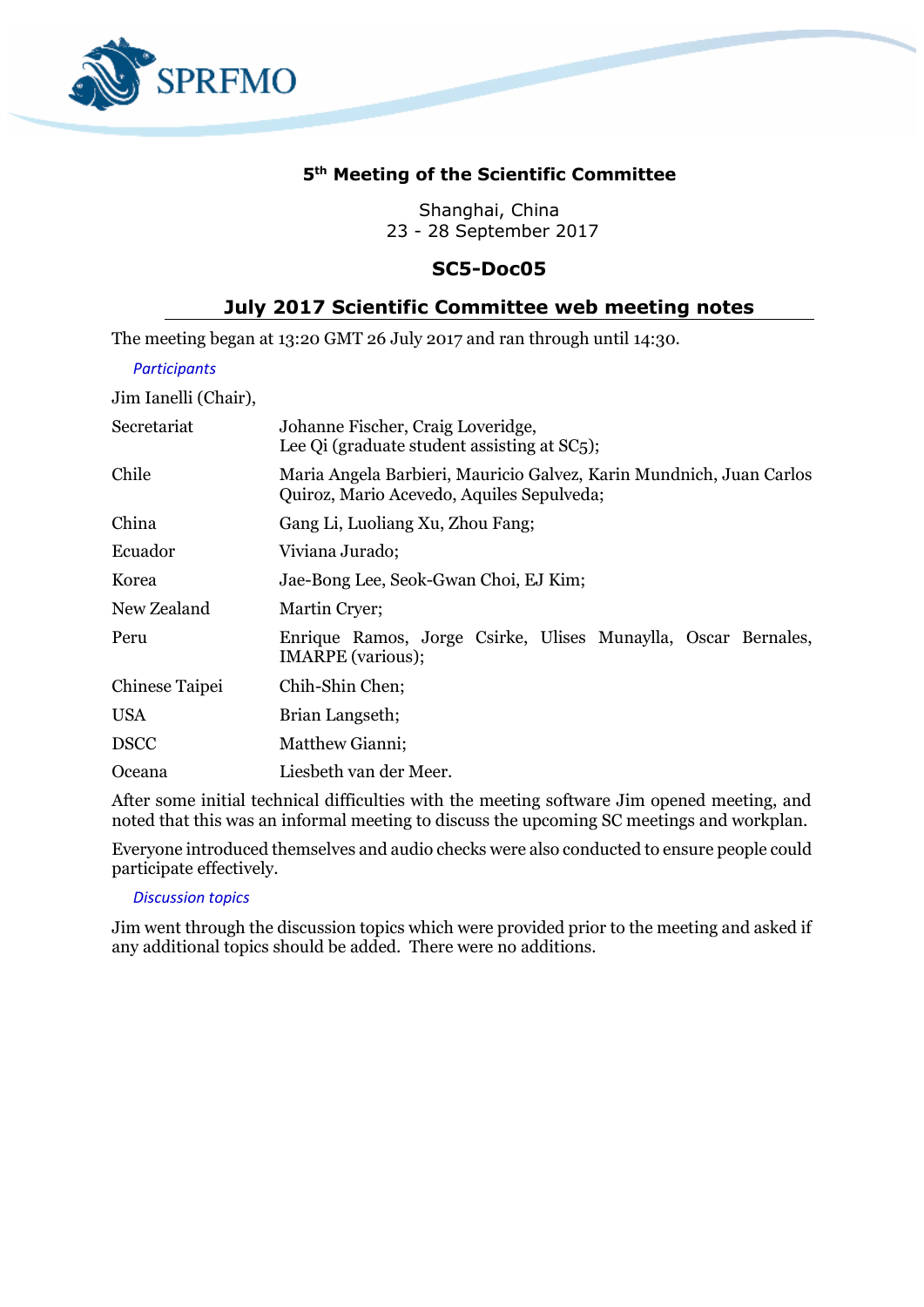SPRFMO

## 5th Meeting of the Scientific Committee

Shanghai, China
23 - 28 September 2017

## SC5-Doc05

## July 2017 Scientific Committee web meeting notes

The meeting began at 13:20 GMT 26 July 2017 and ran through until 14:30.

*Participants*

Jim Ianelli (Chair),

| | |
|---|---|
| Secretariat | Johanne Fischer, Craig Loveridge, Lee Qi (graduate student assisting at SC5); |
| Chile | Maria Angela Barbieri, Mauricio Galvez, Karin Mundnich, Juan Carlos Quiroz, Mario Acevedo, Aquiles Sepulveda; |
| China | Gang Li, Luoliang Xu, Zhou Fang; |
| Ecuador | Viviana Jurado; |
| Korea | Jae-Bong Lee, Seok-Gwan Choi, EJ Kim; |
| New Zealand | Martin Cryer; |
| Peru | Enrique Ramos, Jorge Csirke, Ulises Munaylla, Oscar Bernales, IMARPE (various); |
| Chinese Taipei | Chih-Shin Chen; |
| USA | Brian Langseth; |
| DSCC | Matthew Gianni; |
| Oceana | Liesbeth van der Meer. |

After some initial technical difficulties with the meeting software Jim opened meeting, and noted that this was an informal meeting to discuss the upcoming SC meetings and workplan.

Everyone introduced themselves and audio checks were also conducted to ensure people could participate effectively.

*Discussion topics*

Jim went through the discussion topics which were provided prior to the meeting and asked if any additional topics should be added. There were no additions.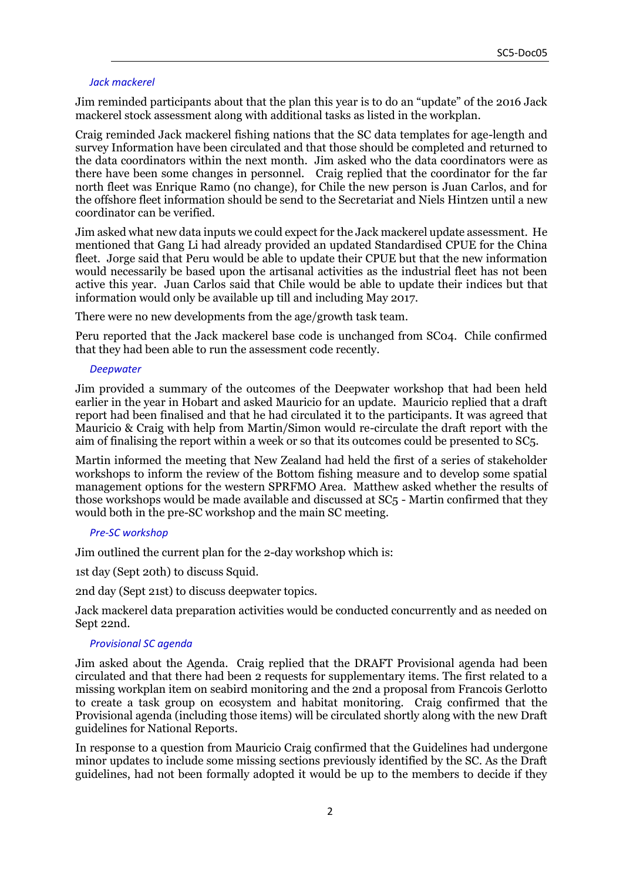### *Jack mackerel*

Jim reminded participants about that the plan this year is to do an "update" of the 2016 Jack mackerel stock assessment along with additional tasks as listed in the workplan.

Craig reminded Jack mackerel fishing nations that the SC data templates for age-length and survey Information have been circulated and that those should be completed and returned to the data coordinators within the next month. Jim asked who the data coordinators were as there have been some changes in personnel. Craig replied that the coordinator for the far north fleet was Enrique Ramo (no change), for Chile the new person is Juan Carlos, and for the offshore fleet information should be send to the Secretariat and Niels Hintzen until a new coordinator can be verified.

Jim asked what new data inputs we could expect for the Jack mackerel update assessment. He mentioned that Gang Li had already provided an updated Standardised CPUE for the China fleet. Jorge said that Peru would be able to update their CPUE but that the new information would necessarily be based upon the artisanal activities as the industrial fleet has not been active this year. Juan Carlos said that Chile would be able to update their indices but that information would only be available up till and including May 2017.

There were no new developments from the age/growth task team.

Peru reported that the Jack mackerel base code is unchanged from SC04. Chile confirmed that they had been able to run the assessment code recently.

### *Deepwater*

Jim provided a summary of the outcomes of the Deepwater workshop that had been held earlier in the year in Hobart and asked Mauricio for an update. Mauricio replied that a draft report had been finalised and that he had circulated it to the participants. It was agreed that Mauricio & Craig with help from Martin/Simon would re-circulate the draft report with the aim of finalising the report within a week or so that its outcomes could be presented to SC5.

Martin informed the meeting that New Zealand had held the first of a series of stakeholder workshops to inform the review of the Bottom fishing measure and to develop some spatial management options for the western SPRFMO Area. Matthew asked whether the results of those workshops would be made available and discussed at SC5 - Martin confirmed that they would both in the pre-SC workshop and the main SC meeting.

### *Pre-SC workshop*

Jim outlined the current plan for the 2-day workshop which is:

1st day (Sept 20th) to discuss Squid.

2nd day (Sept 21st) to discuss deepwater topics.

Jack mackerel data preparation activities would be conducted concurrently and as needed on Sept 22nd.

### *Provisional SC agenda*

Jim asked about the Agenda. Craig replied that the DRAFT Provisional agenda had been circulated and that there had been 2 requests for supplementary items. The first related to a missing workplan item on seabird monitoring and the 2nd a proposal from Francois Gerlotto to create a task group on ecosystem and habitat monitoring. Craig confirmed that the Provisional agenda (including those items) will be circulated shortly along with the new Draft guidelines for National Reports.

In response to a question from Mauricio Craig confirmed that the Guidelines had undergone minor updates to include some missing sections previously identified by the SC. As the Draft guidelines, had not been formally adopted it would be up to the members to decide if they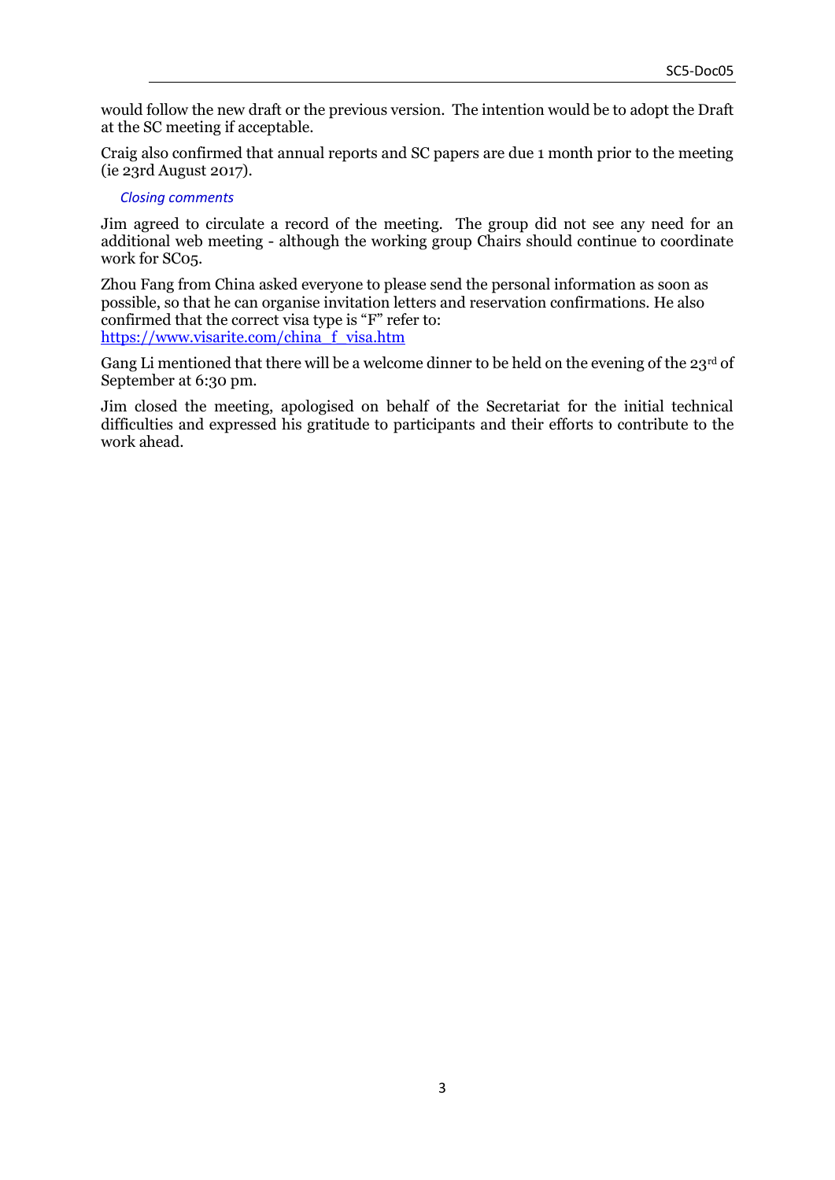would follow the new draft or the previous version. The intention would be to adopt the Draft at the SC meeting if acceptable.

Craig also confirmed that annual reports and SC papers are due 1 month prior to the meeting (ie 23rd August 2017).

*Closing comments*

Jim agreed to circulate a record of the meeting. The group did not see any need for an additional web meeting - although the working group Chairs should continue to coordinate work for SC05.

Zhou Fang from China asked everyone to please send the personal information as soon as possible, so that he can organise invitation letters and reservation confirmations. He also confirmed that the correct visa type is "F" refer to:
[https://www.visarite.com/china_f_visa.htm](https://www.visarite.com/china_f_visa.htm)

Gang Li mentioned that there will be a welcome dinner to be held on the evening of the 23rd of September at 6:30 pm.

Jim closed the meeting, apologised on behalf of the Secretariat for the initial technical difficulties and expressed his gratitude to participants and their efforts to contribute to the work ahead.